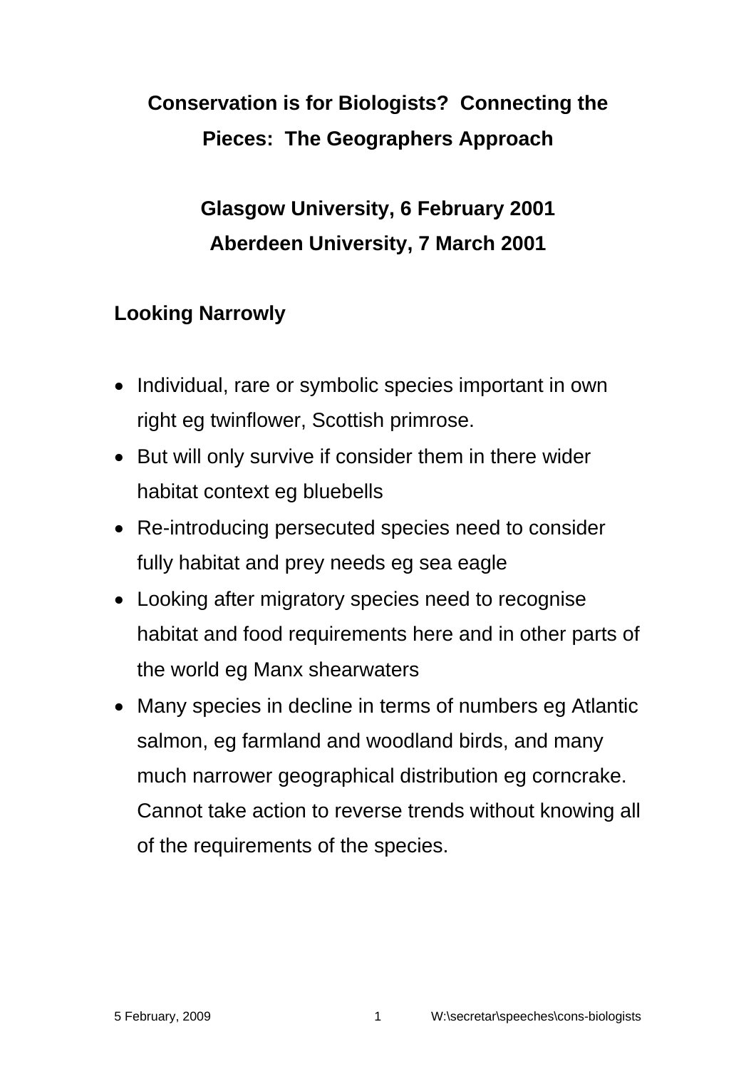# Conservation is for Biologists? Connecting the Pieces: The Geographers Approach

## Glasgow University, 6 February 2001
## Aberdeen University, 7 March 2001

### Looking Narrowly

- Individual, rare or symbolic species important in own right eg twinflower, Scottish primrose.
- But will only survive if consider them in there wider habitat context eg bluebells
- Re-introducing persecuted species need to consider fully habitat and prey needs eg sea eagle
- Looking after migratory species need to recognise habitat and food requirements here and in other parts of the world eg Manx shearwaters
- Many species in decline in terms of numbers eg Atlantic salmon, eg farmland and woodland birds, and many much narrower geographical distribution eg corncrake. Cannot take action to reverse trends without knowing all of the requirements of the species.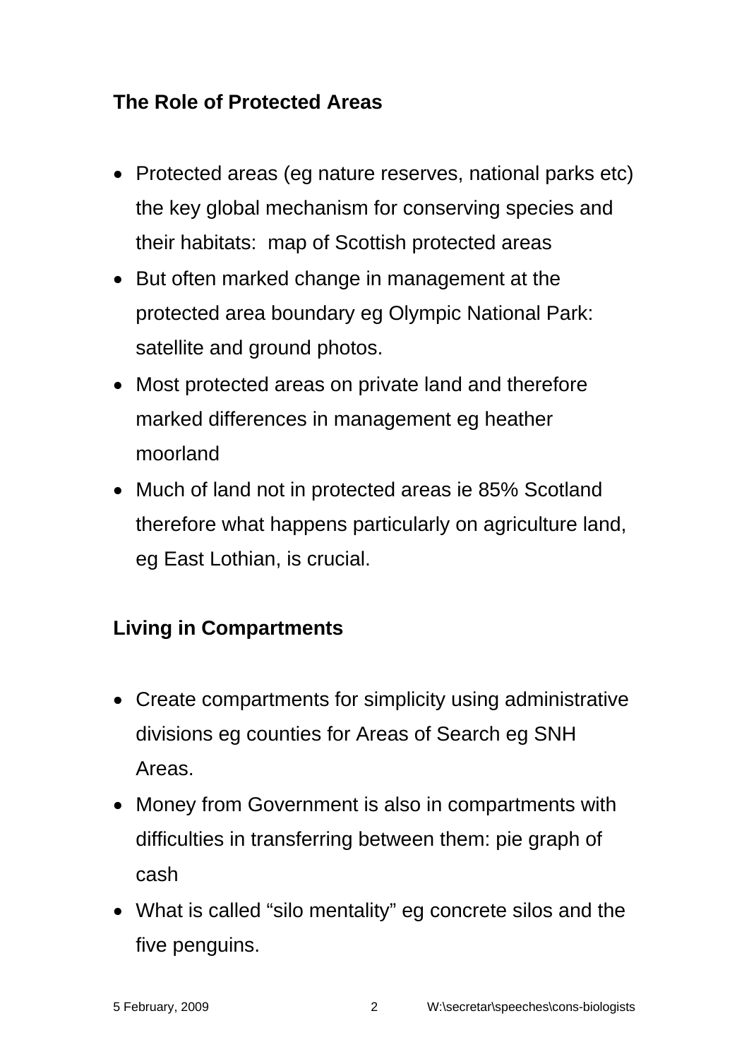**The Role of Protected Areas**

- Protected areas (eg nature reserves, national parks etc) the key global mechanism for conserving species and their habitats: map of Scottish protected areas
- But often marked change in management at the protected area boundary eg Olympic National Park: satellite and ground photos.
- Most protected areas on private land and therefore marked differences in management eg heather moorland
- Much of land not in protected areas ie 85% Scotland therefore what happens particularly on agriculture land, eg East Lothian, is crucial.

**Living in Compartments**

- Create compartments for simplicity using administrative divisions eg counties for Areas of Search eg SNH Areas.
- Money from Government is also in compartments with difficulties in transferring between them: pie graph of cash
- What is called "silo mentality" eg concrete silos and the five penguins.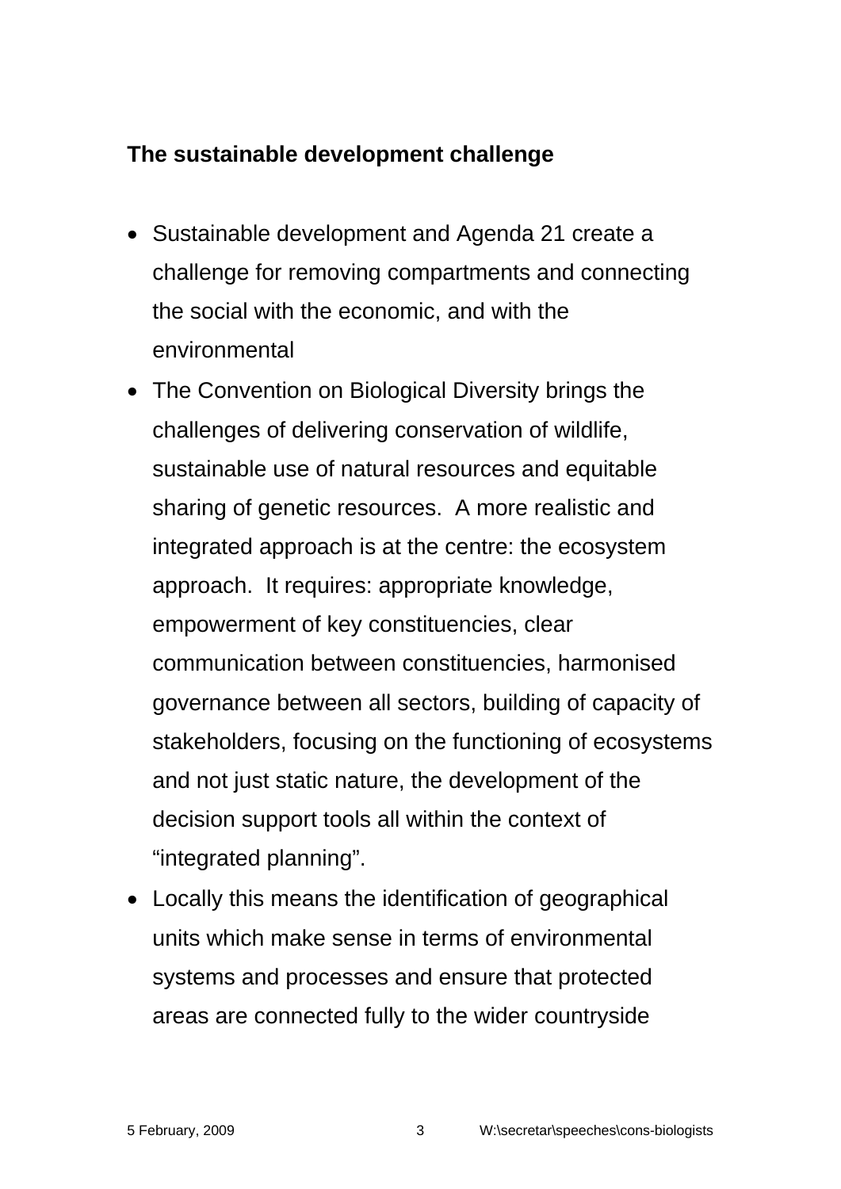## The sustainable development challenge

- Sustainable development and Agenda 21 create a challenge for removing compartments and connecting the social with the economic, and with the environmental
- The Convention on Biological Diversity brings the challenges of delivering conservation of wildlife, sustainable use of natural resources and equitable sharing of genetic resources. A more realistic and integrated approach is at the centre: the ecosystem approach. It requires: appropriate knowledge, empowerment of key constituencies, clear communication between constituencies, harmonised governance between all sectors, building of capacity of stakeholders, focusing on the functioning of ecosystems and not just static nature, the development of the decision support tools all within the context of "integrated planning".
- Locally this means the identification of geographical units which make sense in terms of environmental systems and processes and ensure that protected areas are connected fully to the wider countryside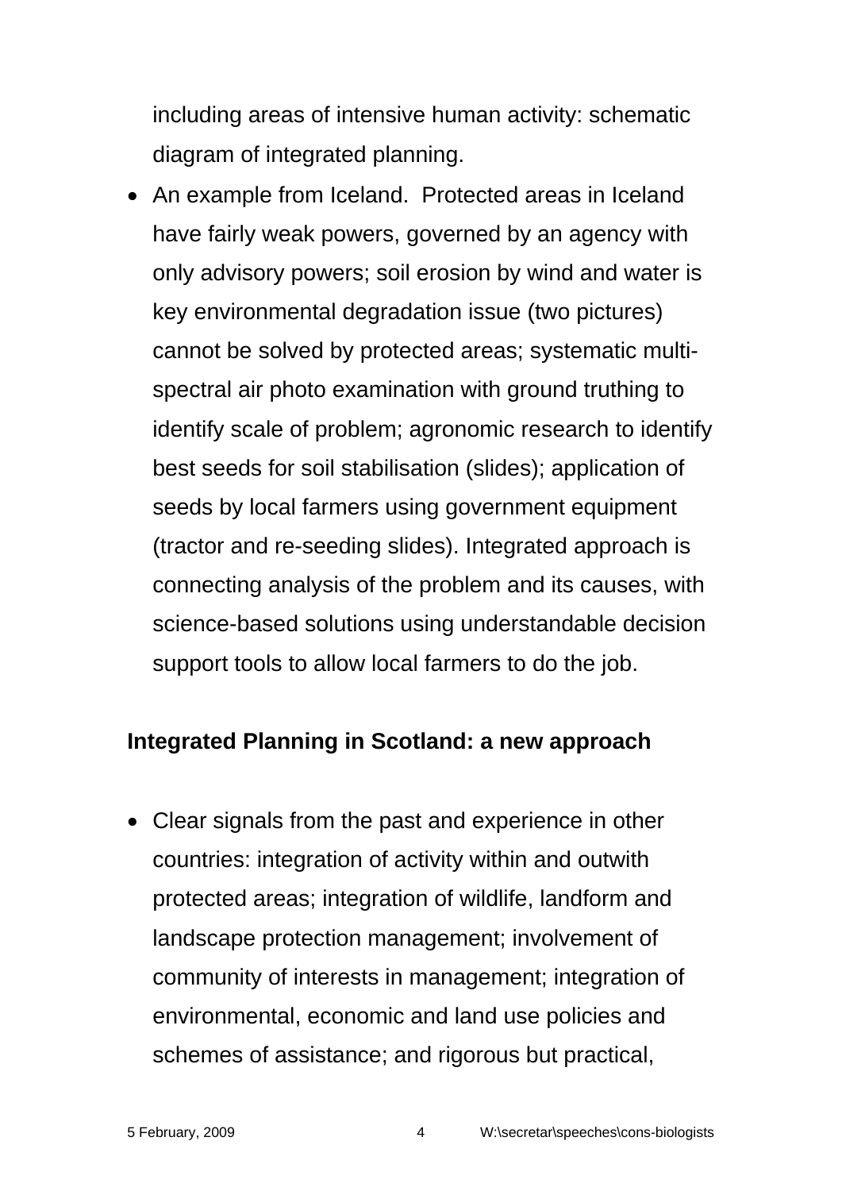including areas of intensive human activity: schematic diagram of integrated planning.

- An example from Iceland. Protected areas in Iceland have fairly weak powers, governed by an agency with only advisory powers; soil erosion by wind and water is key environmental degradation issue (two pictures) cannot be solved by protected areas; systematic multi-spectral air photo examination with ground truthing to identify scale of problem; agronomic research to identify best seeds for soil stabilisation (slides); application of seeds by local farmers using government equipment (tractor and re-seeding slides). Integrated approach is connecting analysis of the problem and its causes, with science-based solutions using understandable decision support tools to allow local farmers to do the job.

**Integrated Planning in Scotland: a new approach**

- Clear signals from the past and experience in other countries: integration of activity within and outwith protected areas; integration of wildlife, landform and landscape protection management; involvement of community of interests in management; integration of environmental, economic and land use policies and schemes of assistance; and rigorous but practical,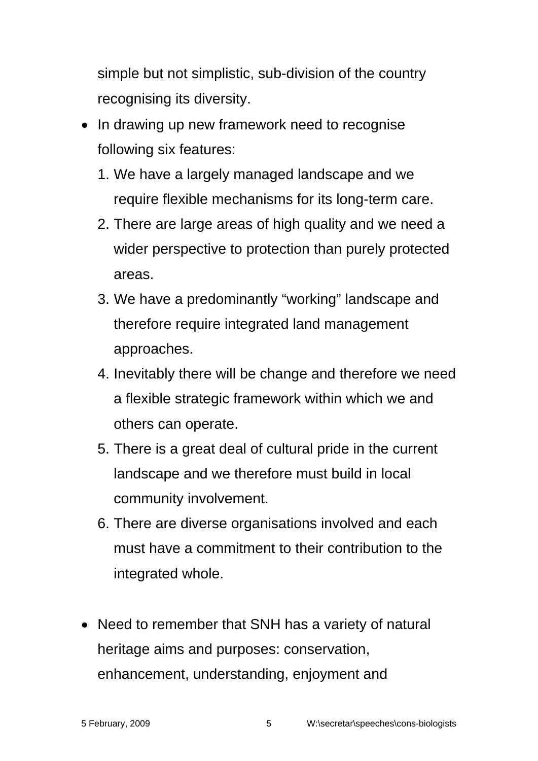simple but not simplistic, sub-division of the country recognising its diversity.

- In drawing up new framework need to recognise following six features:
    1. We have a largely managed landscape and we require flexible mechanisms for its long-term care.
    2. There are large areas of high quality and we need a wider perspective to protection than purely protected areas.
    3. We have a predominantly “working” landscape and therefore require integrated land management approaches.
    4. Inevitably there will be change and therefore we need a flexible strategic framework within which we and others can operate.
    5. There is a great deal of cultural pride in the current landscape and we therefore must build in local community involvement.
    6. There are diverse organisations involved and each must have a commitment to their contribution to the integrated whole.

- Need to remember that SNH has a variety of natural heritage aims and purposes: conservation, enhancement, understanding, enjoyment and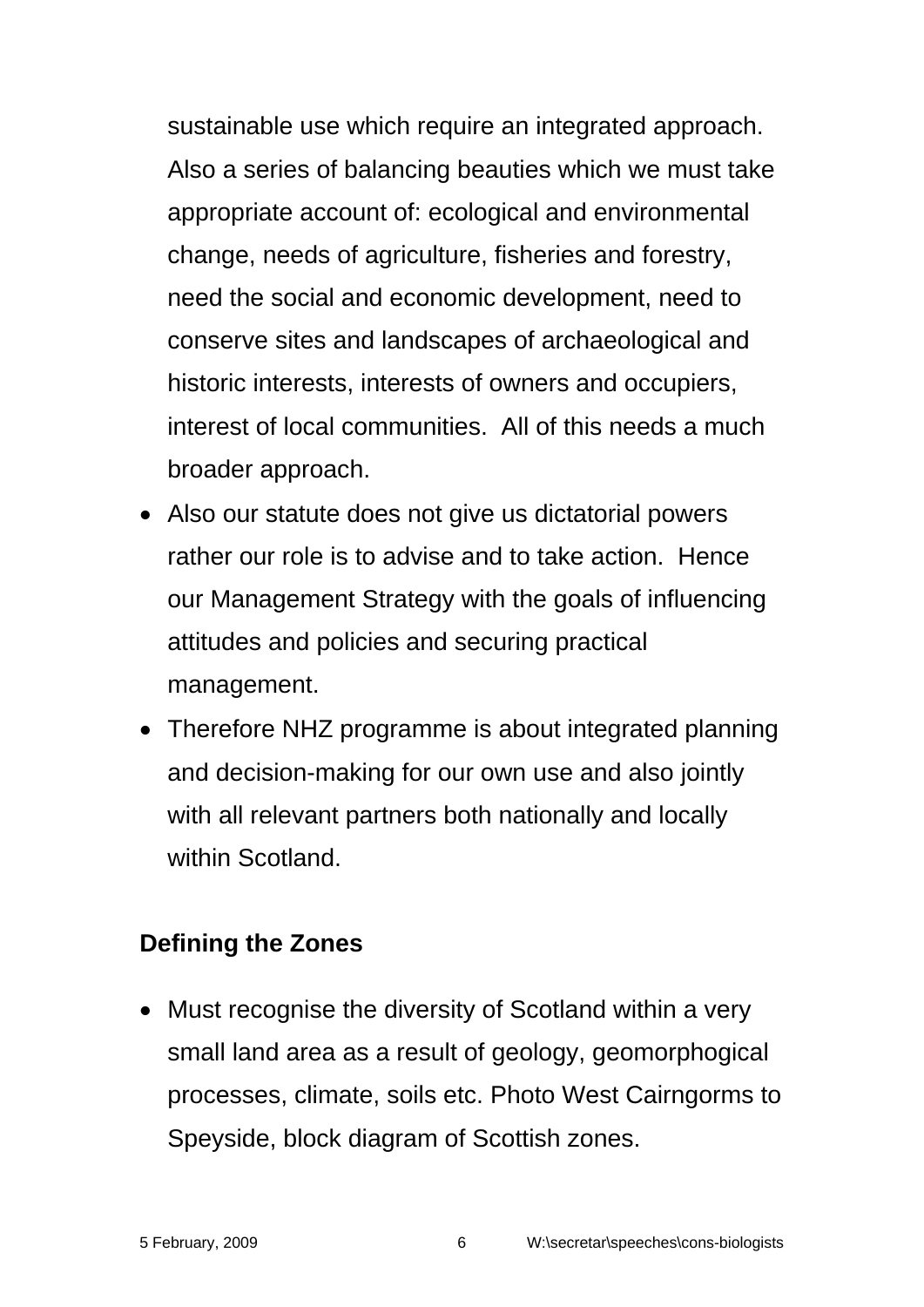sustainable use which require an integrated approach. Also a series of balancing beauties which we must take appropriate account of: ecological and environmental change, needs of agriculture, fisheries and forestry, need the social and economic development, need to conserve sites and landscapes of archaeological and historic interests, interests of owners and occupiers, interest of local communities.  All of this needs a much broader approach.

- Also our statute does not give us dictatorial powers rather our role is to advise and to take action.  Hence our Management Strategy with the goals of influencing attitudes and policies and securing practical management.
- Therefore NHZ programme is about integrated planning and decision-making for our own use and also jointly with all relevant partners both nationally and locally within Scotland.

**Defining the Zones**

- Must recognise the diversity of Scotland within a very small land area as a result of geology, geomorphogical processes, climate, soils etc. Photo West Cairngorms to Speyside, block diagram of Scottish zones.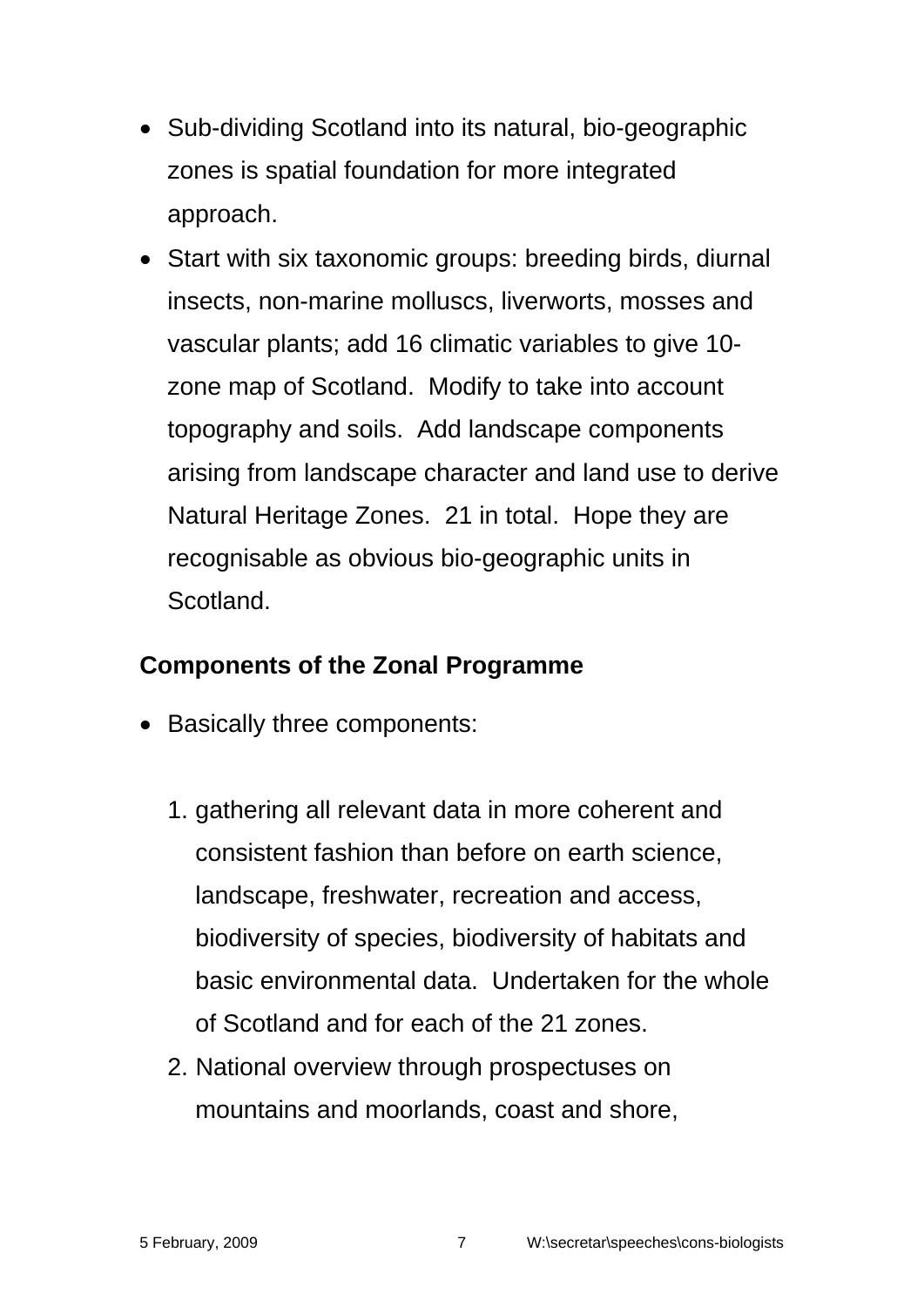- Sub-dividing Scotland into its natural, bio-geographic zones is spatial foundation for more integrated approach.
- Start with six taxonomic groups: breeding birds, diurnal insects, non-marine molluscs, liverworts, mosses and vascular plants; add 16 climatic variables to give 10-zone map of Scotland. Modify to take into account topography and soils. Add landscape components arising from landscape character and land use to derive Natural Heritage Zones. 21 in total. Hope they are recognisable as obvious bio-geographic units in Scotland.

**Components of the Zonal Programme**

- Basically three components:

  1. gathering all relevant data in more coherent and consistent fashion than before on earth science, landscape, freshwater, recreation and access, biodiversity of species, biodiversity of habitats and basic environmental data. Undertaken for the whole of Scotland and for each of the 21 zones.
  2. National overview through prospectuses on mountains and moorlands, coast and shore,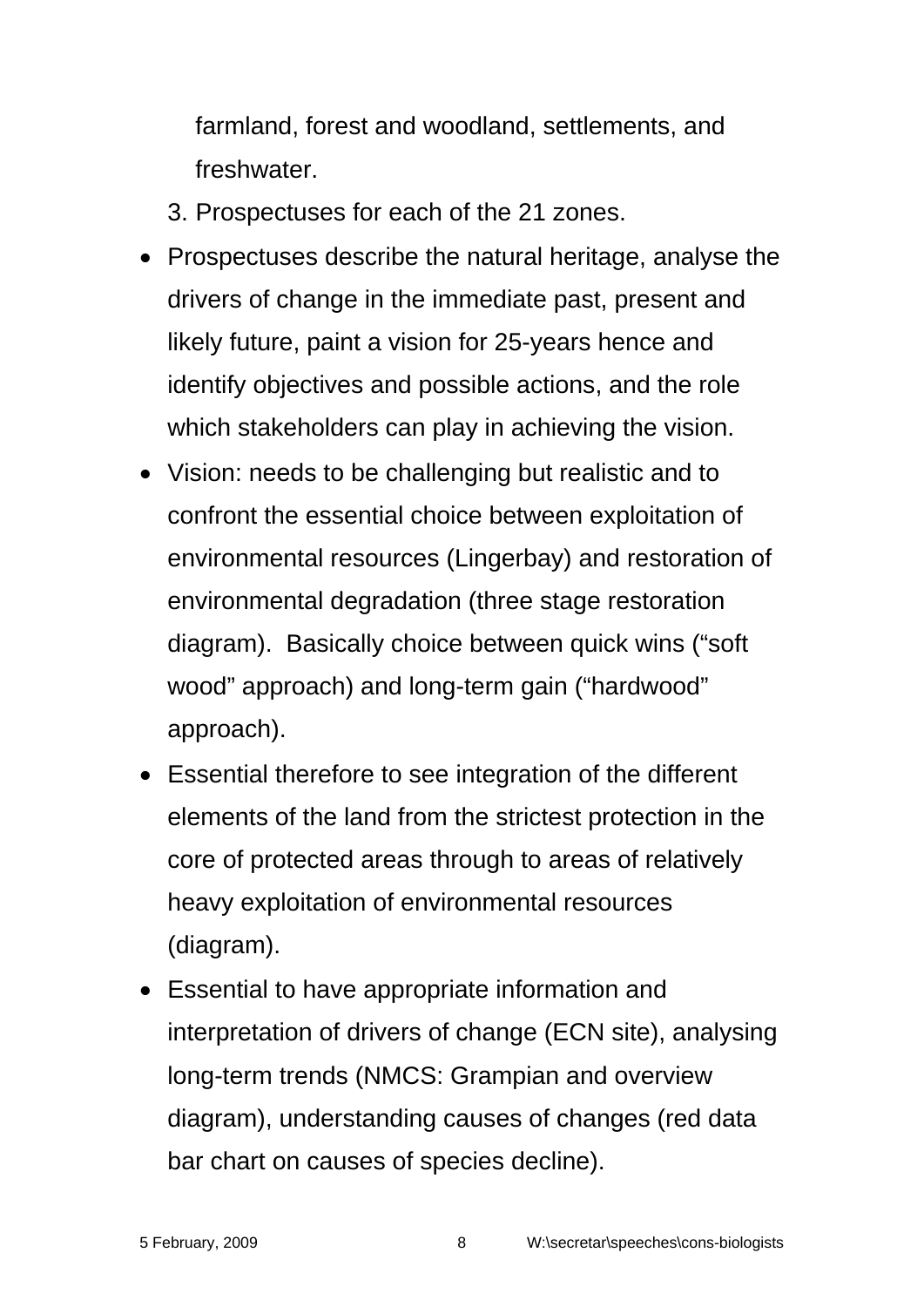farmland, forest and woodland, settlements, and freshwater.

3. Prospectuses for each of the 21 zones.

- Prospectuses describe the natural heritage, analyse the drivers of change in the immediate past, present and likely future, paint a vision for 25-years hence and identify objectives and possible actions, and the role which stakeholders can play in achieving the vision.
- Vision: needs to be challenging but realistic and to confront the essential choice between exploitation of environmental resources (Lingerbay) and restoration of environmental degradation (three stage restoration diagram). Basically choice between quick wins ("soft wood" approach) and long-term gain ("hardwood" approach).
- Essential therefore to see integration of the different elements of the land from the strictest protection in the core of protected areas through to areas of relatively heavy exploitation of environmental resources (diagram).
- Essential to have appropriate information and interpretation of drivers of change (ECN site), analysing long-term trends (NMCS: Grampian and overview diagram), understanding causes of changes (red data bar chart on causes of species decline).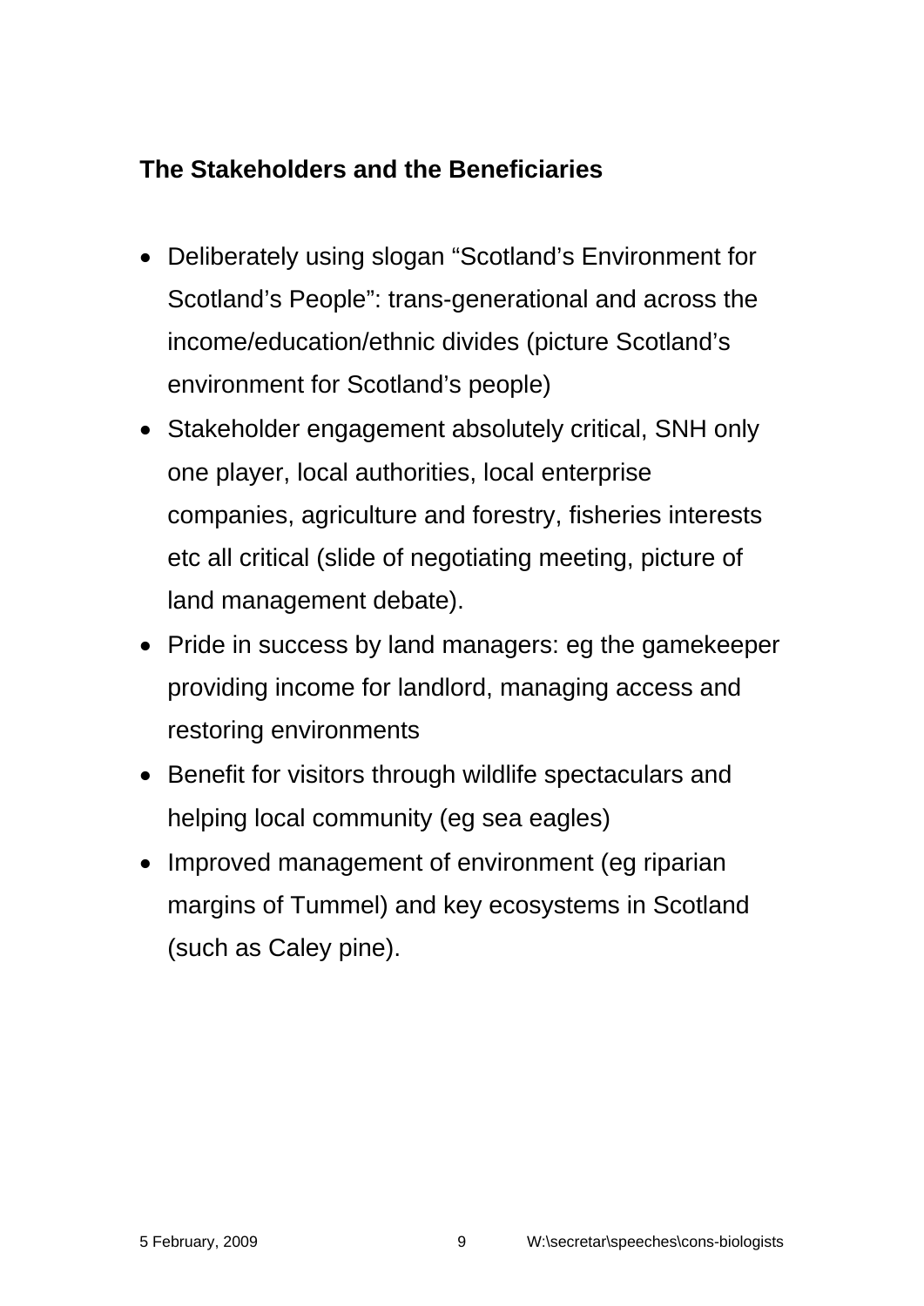## The Stakeholders and the Beneficiaries

- Deliberately using slogan "Scotland's Environment for Scotland's People": trans-generational and across the income/education/ethnic divides (picture Scotland's environment for Scotland's people)
- Stakeholder engagement absolutely critical, SNH only one player, local authorities, local enterprise companies, agriculture and forestry, fisheries interests etc all critical (slide of negotiating meeting, picture of land management debate).
- Pride in success by land managers: eg the gamekeeper providing income for landlord, managing access and restoring environments
- Benefit for visitors through wildlife spectaculars and helping local community (eg sea eagles)
- Improved management of environment (eg riparian margins of Tummel) and key ecosystems in Scotland (such as Caley pine).